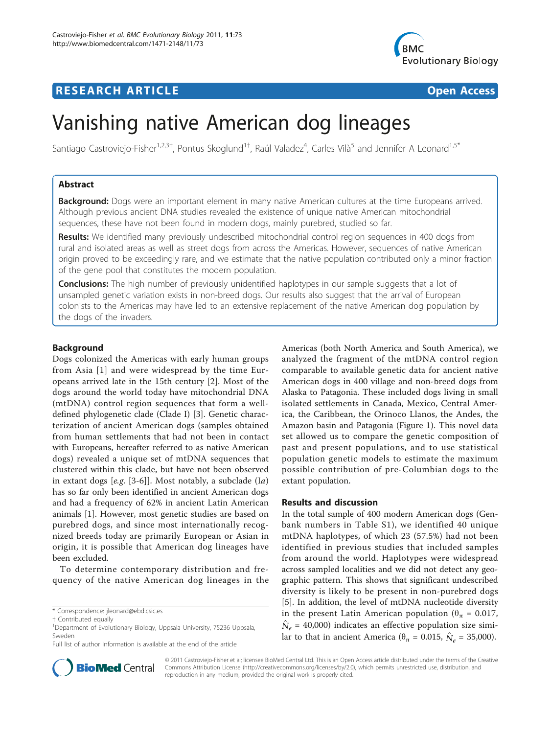RESEARCH ARTICLE Open Access

# Vanishing native American dog lineages

Santiago Castroviejo-Fisher[1,2,3†], Pontus Skoglund[1†], Raúl Valadez[4], Carles Vilà[5] and Jennifer A Leonard[1,5*]

## Abstract

**Background:** Dogs were an important element in many native American cultures at the time Europeans arrived. Although previous ancient DNA studies revealed the existence of unique native American mitochondrial sequences, these have not been found in modern dogs, mainly purebred, studied so far.

**Results:** We identified many previously undescribed mitochondrial control region sequences in 400 dogs from rural and isolated areas as well as street dogs from across the Americas. However, sequences of native American origin proved to be exceedingly rare, and we estimate that the native population contributed only a minor fraction of the gene pool that constitutes the modern population.

**Conclusions:** The high number of previously unidentified haplotypes in our sample suggests that a lot of unsampled genetic variation exists in non-breed dogs. Our results also suggest that the arrival of European colonists to the Americas may have led to an extensive replacement of the native American dog population by the dogs of the invaders.

## Background

Dogs colonized the Americas with early human groups from Asia [1] and were widespread by the time Europeans arrived late in the 15th century [2]. Most of the dogs around the world today have mitochondrial DNA (mtDNA) control region sequences that form a well-defined phylogenetic clade (Clade I) [3]. Genetic characterization of ancient American dogs (samples obtained from human settlements that had not been in contact with Europeans, hereafter referred to as native American dogs) revealed a unique set of mtDNA sequences that clustered within this clade, but have not been observed in extant dogs [*e.g.* [3-6]]. Most notably, a subclade (I*a*) has so far only been identified in ancient American dogs and had a frequency of 62% in ancient Latin American animals [1]. However, most genetic studies are based on purebred dogs, and since most internationally recognized breeds today are primarily European or Asian in origin, it is possible that American dog lineages have been excluded.

To determine contemporary distribution and frequency of the native American dog lineages in the Americas (both North America and South America), we analyzed the fragment of the mtDNA control region comparable to available genetic data for ancient native American dogs in 400 village and non-breed dogs from Alaska to Patagonia. These included dogs living in small isolated settlements in Canada, Mexico, Central America, the Caribbean, the Orinoco Llanos, the Andes, the Amazon basin and Patagonia (Figure 1). This novel data set allowed us to compare the genetic composition of past and present populations, and to use statistical population genetic models to estimate the maximum possible contribution of pre-Columbian dogs to the extant population.

## Results and discussion

In the total sample of 400 modern American dogs (Genbank numbers in Table S1), we identified 40 unique mtDNA haplotypes, of which 23 (57.5%) had not been identified in previous studies that included samples from around the world. Haplotypes were widespread across sampled localities and we did not detect any geographic pattern. This shows that significant undescribed diversity is likely to be present in non-purebred dogs [5]. In addition, the level of mtDNA nucleotide diversity in the present Latin American population ($\theta_\pi$ = 0.017, $\hat{N}_e$ = 40,000) indicates an effective population size similar to that in ancient America ($\theta_\pi$ = 0.015, $\hat{N}_e$ = 35,000).

\* Correspondence: jleonard@ebd.csic.es
† Contributed equally
[1]Department of Evolutionary Biology, Uppsala University, 75236 Uppsala, Sweden
Full list of author information is available at the end of the article

© 2011 Castroviejo-Fisher et al; licensee BioMed Central Ltd. This is an Open Access article distributed under the terms of the Creative Commons Attribution License (http://creativecommons.org/licenses/by/2.0), which permits unrestricted use, distribution, and reproduction in any medium, provided the original work is properly cited.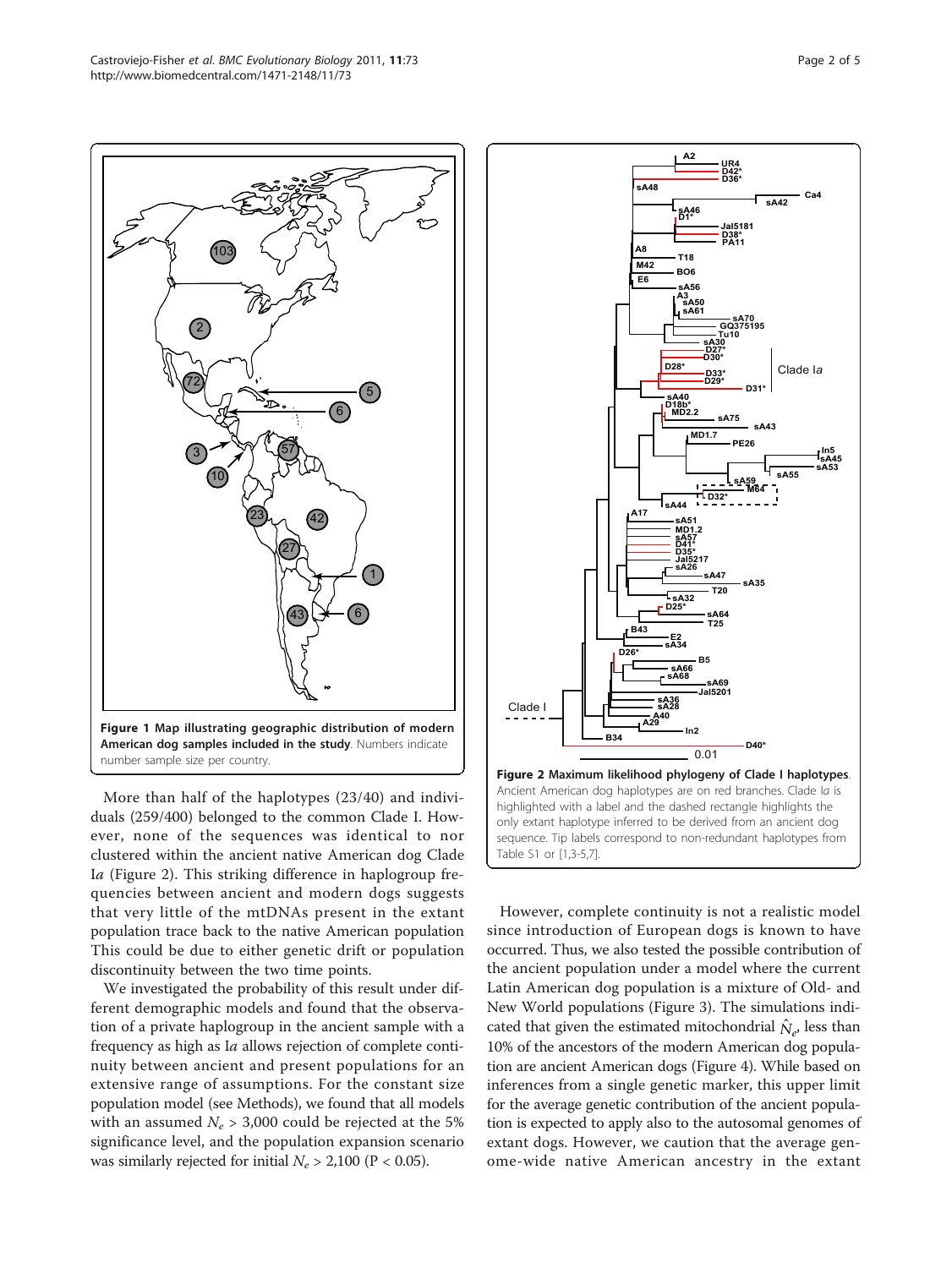**Figure 1 Map illustrating geographic distribution of modern American dog samples included in the study**. Numbers indicate number sample size per country.

**Figure 2 Maximum likelihood phylogeny of Clade I haplotypes**. Ancient American dog haplotypes are on red branches. Clade I*a* is highlighted with a label and the dashed rectangle highlights the only extant haplotype inferred to be derived from an ancient dog sequence. Tip labels correspond to non-redundant haplotypes from Table S1 or [1,3-5,7].

More than half of the haplotypes (23/40) and individuals (259/400) belonged to the common Clade I. However, none of the sequences was identical to nor clustered within the ancient native American dog Clade I*a* (Figure 2). This striking difference in haplogroup frequencies between ancient and modern dogs suggests that very little of the mtDNAs present in the extant population trace back to the native American population This could be due to either genetic drift or population discontinuity between the two time points.

We investigated the probability of this result under different demographic models and found that the observation of a private haplogroup in the ancient sample with a frequency as high as I*a* allows rejection of complete continuity between ancient and present populations for an extensive range of assumptions. For the constant size population model (see Methods), we found that all models with an assumed $N_e > 3{,}000$ could be rejected at the 5% significance level, and the population expansion scenario was similarly rejected for initial $N_e > 2{,}100$ ($P < 0.05$).

However, complete continuity is not a realistic model since introduction of European dogs is known to have occurred. Thus, we also tested the possible contribution of the ancient population under a model where the current Latin American dog population is a mixture of Old- and New World populations (Figure 3). The simulations indicated that given the estimated mitochondrial $\hat{N}_e$, less than 10% of the ancestors of the modern American dog population are ancient American dogs (Figure 4). While based on inferences from a single genetic marker, this upper limit for the average genetic contribution of the ancient population is expected to apply also to the autosomal genomes of extant dogs. However, we caution that the average genome-wide native American ancestry in the extant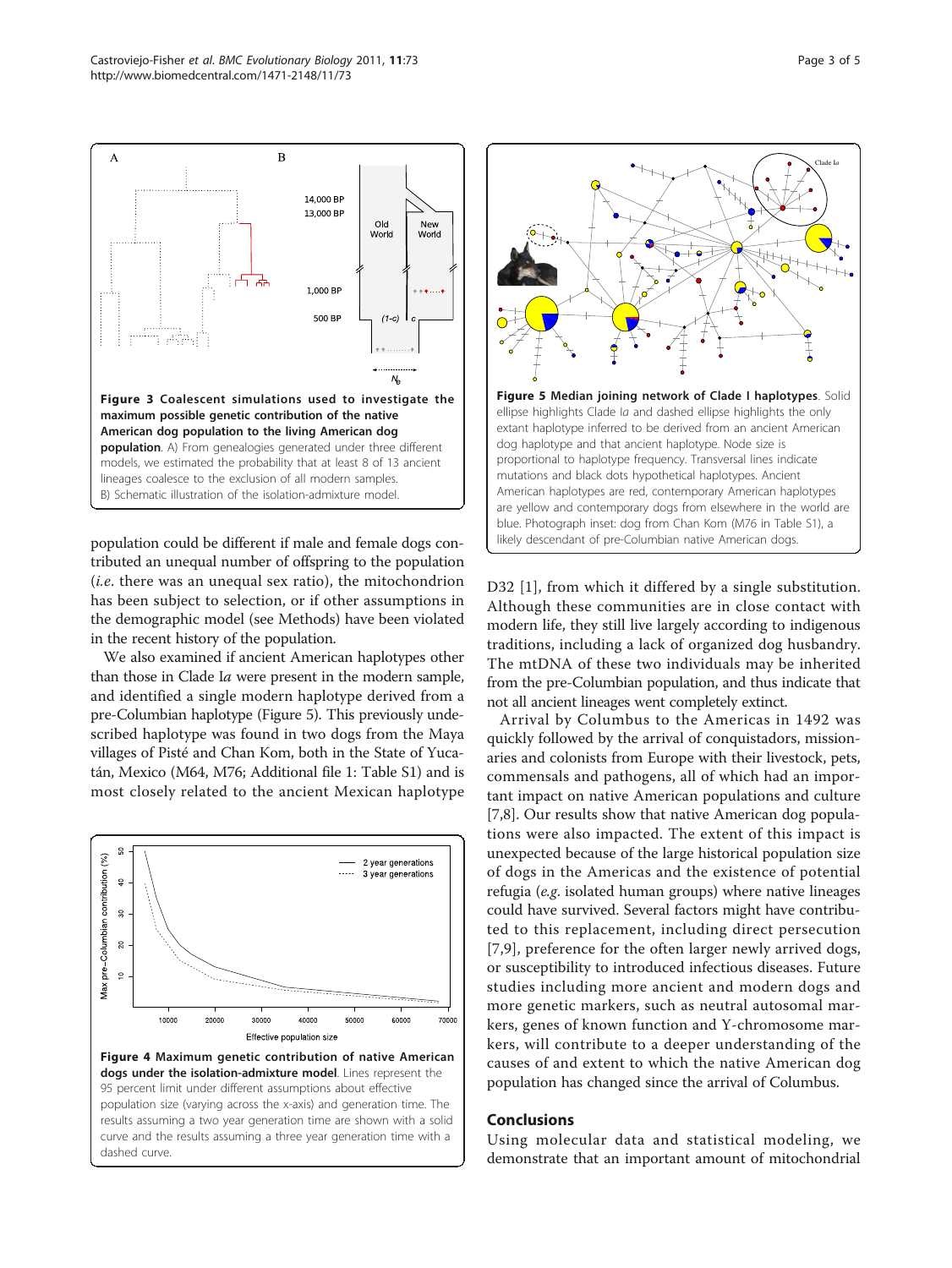**Figure 3 Coalescent simulations used to investigate the maximum possible genetic contribution of the native American dog population to the living American dog population**. A) From genealogies generated under three different models, we estimated the probability that at least 8 of 13 ancient lineages coalesce to the exclusion of all modern samples. B) Schematic illustration of the isolation-admixture model.

population could be different if male and female dogs contributed an unequal number of offspring to the population (*i.e.* there was an unequal sex ratio), the mitochondrion has been subject to selection, or if other assumptions in the demographic model (see Methods) have been violated in the recent history of the population.

We also examined if ancient American haplotypes other than those in Clade I*a* were present in the modern sample, and identified a single modern haplotype derived from a pre-Columbian haplotype (Figure 5). This previously undescribed haplotype was found in two dogs from the Maya villages of Pisté and Chan Kom, both in the State of Yucatán, Mexico (M64, M76; Additional file 1: Table S1) and is most closely related to the ancient Mexican haplotype D32 [1], from which it differed by a single substitution. Although these communities are in close contact with modern life, they still live largely according to indigenous traditions, including a lack of organized dog husbandry. The mtDNA of these two individuals may be inherited from the pre-Columbian population, and thus indicate that not all ancient lineages went completely extinct.

**Figure 4 Maximum genetic contribution of native American dogs under the isolation-admixture model**. Lines represent the 95 percent limit under different assumptions about effective population size (varying across the x-axis) and generation time. The results assuming a two year generation time are shown with a solid curve and the results assuming a three year generation time with a dashed curve.

**Figure 5 Median joining network of Clade I haplotypes**. Solid ellipse highlights Clade I*a* and dashed ellipse highlights the only extant haplotype inferred to be derived from an ancient American dog haplotype and that ancient haplotype. Node size is proportional to haplotype frequency. Transversal lines indicate mutations and black dots hypothetical haplotypes. Ancient American haplotypes are red, contemporary American haplotypes are yellow and contemporary dogs from elsewhere in the world are blue. Photograph inset: dog from Chan Kom (M76 in Table S1), a likely descendant of pre-Columbian native American dogs.

Arrival by Columbus to the Americas in 1492 was quickly followed by the arrival of conquistadors, missionaries and colonists from Europe with their livestock, pets, commensals and pathogens, all of which had an important impact on native American populations and culture [7,8]. Our results show that native American dog populations were also impacted. The extent of this impact is unexpected because of the large historical population size of dogs in the Americas and the existence of potential refugia (*e.g.* isolated human groups) where native lineages could have survived. Several factors might have contributed to this replacement, including direct persecution [7,9], preference for the often larger newly arrived dogs, or susceptibility to introduced infectious diseases. Future studies including more ancient and modern dogs and more genetic markers, such as neutral autosomal markers, genes of known function and Y-chromosome markers, will contribute to a deeper understanding of the causes of and extent to which the native American dog population has changed since the arrival of Columbus.

## Conclusions

Using molecular data and statistical modeling, we demonstrate that an important amount of mitochondrial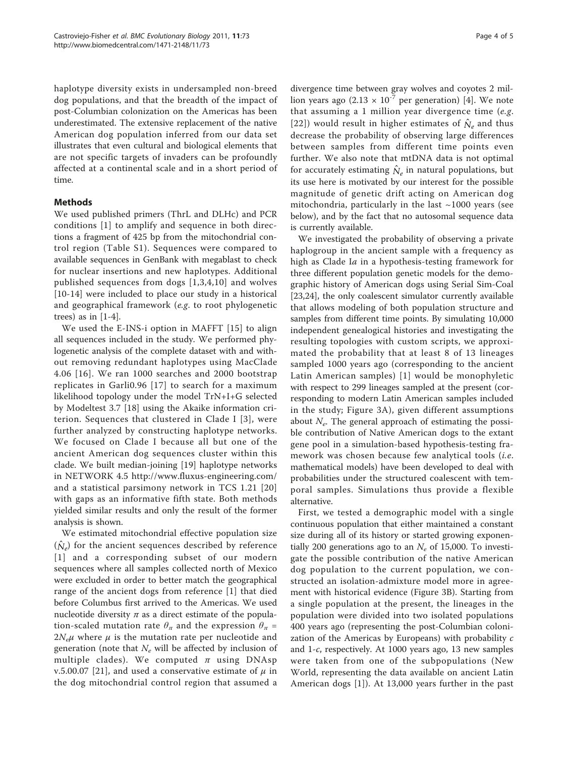haplotype diversity exists in undersampled non-breed dog populations, and that the breadth of the impact of post-Columbian colonization on the Americas has been underestimated. The extensive replacement of the native American dog population inferred from our data set illustrates that even cultural and biological elements that are not specific targets of invaders can be profoundly affected at a continental scale and in a short period of time.

## Methods

We used published primers (ThrL and DLHc) and PCR conditions [1] to amplify and sequence in both directions a fragment of 425 bp from the mitochondrial control region (Table S1). Sequences were compared to available sequences in GenBank with megablast to check for nuclear insertions and new haplotypes. Additional published sequences from dogs [1,3,4,10] and wolves [10-14] were included to place our study in a historical and geographical framework (*e.g.* to root phylogenetic trees) as in [1-4].

We used the E-INS-i option in MAFFT [15] to align all sequences included in the study. We performed phylogenetic analysis of the complete dataset with and without removing redundant haplotypes using MacClade 4.06 [16]. We ran 1000 searches and 2000 bootstrap replicates in Garli0.96 [17] to search for a maximum likelihood topology under the model TrN+I+G selected by Modeltest 3.7 [18] using the Akaike information criterion. Sequences that clustered in Clade I [3], were further analyzed by constructing haplotype networks. We focused on Clade I because all but one of the ancient American dog sequences cluster within this clade. We built median-joining [19] haplotype networks in NETWORK 4.5 http://www.fluxus-engineering.com/ and a statistical parsimony network in TCS 1.21 [20] with gaps as an informative fifth state. Both methods yielded similar results and only the result of the former analysis is shown.

We estimated mitochondrial effective population size ($\hat{N}_e$) for the ancient sequences described by reference [1] and a corresponding subset of our modern sequences where all samples collected north of Mexico were excluded in order to better match the geographical range of the ancient dogs from reference [1] that died before Columbus first arrived to the Americas. We used nucleotide diversity $\pi$ as a direct estimate of the population-scaled mutation rate $\theta_\pi$ and the expression $\theta_\pi = 2N_e\mu$ where $\mu$ is the mutation rate per nucleotide and generation (note that $N_e$ will be affected by inclusion of multiple clades). We computed $\pi$ using DNAsp v.5.00.07 [21], and used a conservative estimate of $\mu$ in the dog mitochondrial control region that assumed a divergence time between gray wolves and coyotes 2 million years ago ($2.13 \times 10^{-7}$ per generation) [4]. We note that assuming a 1 million year divergence time (*e.g.* [22]) would result in higher estimates of $\hat{N}_e$ and thus decrease the probability of observing large differences between samples from different time points even further. We also note that mtDNA data is not optimal for accurately estimating $\hat{N}_e$ in natural populations, but its use here is motivated by our interest for the possible magnitude of genetic drift acting on American dog mitochondria, particularly in the last ~1000 years (see below), and by the fact that no autosomal sequence data is currently available.

We investigated the probability of observing a private haplogroup in the ancient sample with a frequency as high as Clade I*a* in a hypothesis-testing framework for three different population genetic models for the demographic history of American dogs using Serial Sim-Coal [23,24], the only coalescent simulator currently available that allows modeling of both population structure and samples from different time points. By simulating 10,000 independent genealogical histories and investigating the resulting topologies with custom scripts, we approximated the probability that at least 8 of 13 lineages sampled 1000 years ago (corresponding to the ancient Latin American samples) [1] would be monophyletic with respect to 299 lineages sampled at the present (corresponding to modern Latin American samples included in the study; Figure 3A), given different assumptions about $N_e$. The general approach of estimating the possible contribution of Native American dogs to the extant gene pool in a simulation-based hypothesis-testing framework was chosen because few analytical tools (*i.e.* mathematical models) have been developed to deal with probabilities under the structured coalescent with temporal samples. Simulations thus provide a flexible alternative.

First, we tested a demographic model with a single continuous population that either maintained a constant size during all of its history or started growing exponentially 200 generations ago to an $N_e$ of 15,000. To investigate the possible contribution of the native American dog population to the current population, we constructed an isolation-admixture model more in agreement with historical evidence (Figure 3B). Starting from a single population at the present, the lineages in the population were divided into two isolated populations 400 years ago (representing the post-Columbian colonization of the Americas by Europeans) with probability *c* and 1-*c*, respectively. At 1000 years ago, 13 new samples were taken from one of the subpopulations (New World, representing the data available on ancient Latin American dogs [1]). At 13,000 years further in the past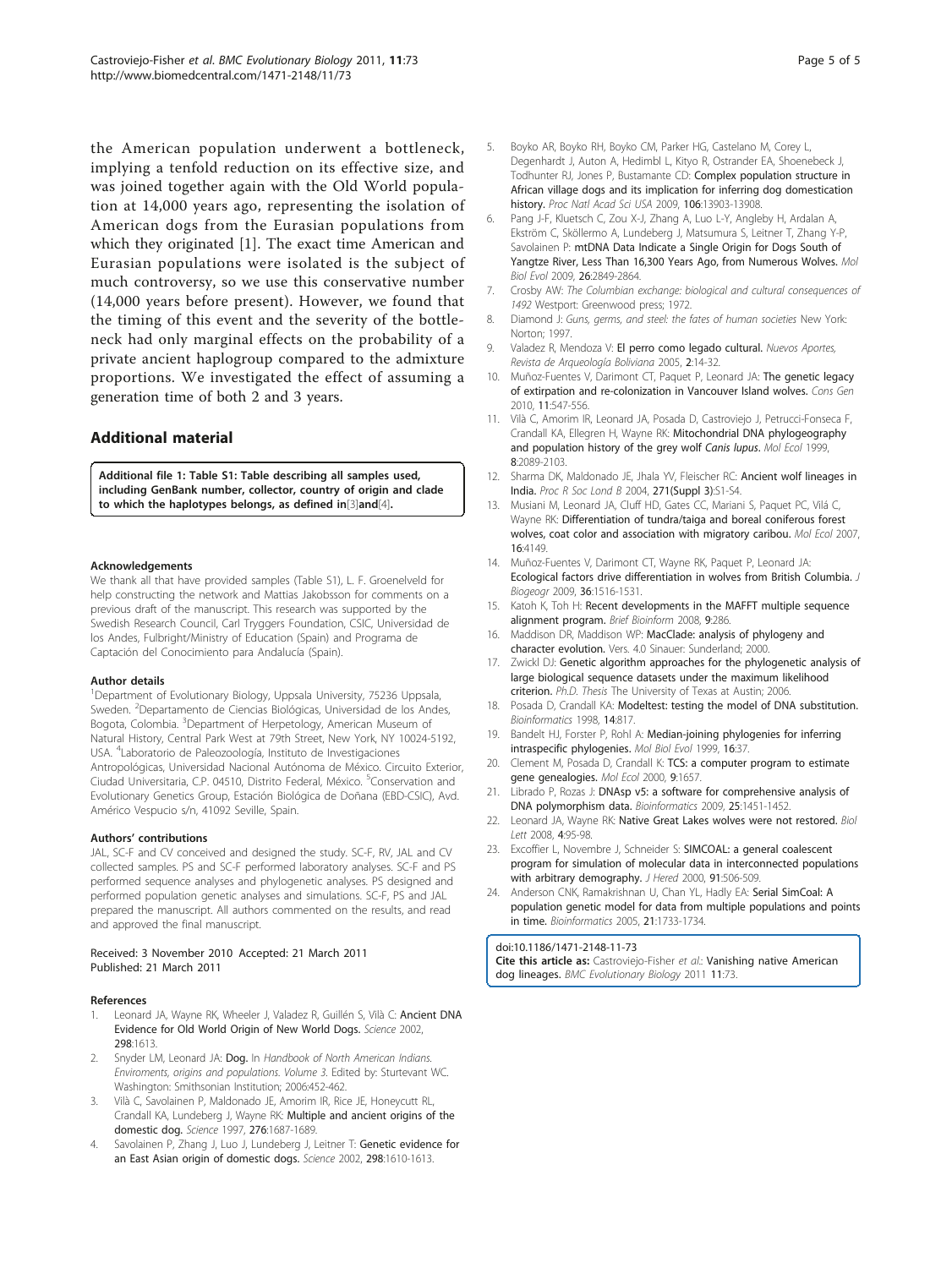the American population underwent a bottleneck, implying a tenfold reduction on its effective size, and was joined together again with the Old World population at 14,000 years ago, representing the isolation of American dogs from the Eurasian populations from which they originated [1]. The exact time American and Eurasian populations were isolated is the subject of much controversy, so we use this conservative number (14,000 years before present). However, we found that the timing of this event and the severity of the bottleneck had only marginal effects on the probability of a private ancient haplogroup compared to the admixture proportions. We investigated the effect of assuming a generation time of both 2 and 3 years.

## Additional material

**Additional file 1: Table S1: Table describing all samples used, including GenBank number, collector, country of origin and clade to which the haplotypes belongs, as defined in**[3]**and**[4]**.**

### Acknowledgements

We thank all that have provided samples (Table S1), L. F. Groenelveld for help constructing the network and Mattias Jakobsson for comments on a previous draft of the manuscript. This research was supported by the Swedish Research Council, Carl Tryggers Foundation, CSIC, Universidad de los Andes, Fulbright/Ministry of Education (Spain) and Programa de Captación del Conocimiento para Andalucía (Spain).

### Author details

[1]Department of Evolutionary Biology, Uppsala University, 75236 Uppsala, Sweden. [2]Departamento de Ciencias Biológicas, Universidad de los Andes, Bogota, Colombia. [3]Department of Herpetology, American Museum of Natural History, Central Park West at 79th Street, New York, NY 10024-5192, USA. [4]Laboratorio de Paleozoología, Instituto de Investigaciones Antropológicas, Universidad Nacional Autónoma de México. Circuito Exterior, Ciudad Universitaria, C.P. 04510, Distrito Federal, México. [5]Conservation and Evolutionary Genetics Group, Estación Biológica de Doñana (EBD-CSIC), Avd. Américo Vespucio s/n, 41092 Seville, Spain.

### Authors' contributions

JAL, SC-F and CV conceived and designed the study. SC-F, RV, JAL and CV collected samples. PS and SC-F performed laboratory analyses. SC-F and PS performed sequence analyses and phylogenetic analyses. PS designed and performed population genetic analyses and simulations. SC-F, PS and JAL prepared the manuscript. All authors commented on the results, and read and approved the final manuscript.

Received: 3 November 2010 Accepted: 21 March 2011
Published: 21 March 2011

### References

1. Leonard JA, Wayne RK, Wheeler J, Valadez R, Guillén S, Vilà C: **Ancient DNA Evidence for Old World Origin of New World Dogs.** *Science* 2002, **298**:1613.
2. Snyder LM, Leonard JA: **Dog.** In *Handbook of North American Indians. Enviroments, origins and populations. Volume 3.* Edited by: Sturtevant WC. Washington: Smithsonian Institution; 2006:452-462.
3. Vilà C, Savolainen P, Maldonado JE, Amorim IR, Rice JE, Honeycutt RL, Crandall KA, Lundeberg J, Wayne RK: **Multiple and ancient origins of the domestic dog.** *Science* 1997, **276**:1687-1689.
4. Savolainen P, Zhang J, Luo J, Lundeberg J, Leitner T: **Genetic evidence for an East Asian origin of domestic dogs.** *Science* 2002, **298**:1610-1613.
5. Boyko AR, Boyko RH, Boyko CM, Parker HG, Castelano M, Corey L, Degenhardt J, Auton A, Hedimbl L, Kityo R, Ostrander EA, Shoenebeck J, Todhunter RJ, Jones P, Bustamante CD: **Complex population structure in African village dogs and its implication for inferring dog domestication history.** *Proc Natl Acad Sci USA* 2009, **106**:13903-13908.
6. Pang J-F, Kluetsch C, Zou X-J, Zhang A, Luo L-Y, Angleby H, Ardalan A, Ekström C, Sköllermo A, Lundeberg J, Matsumura S, Leitner T, Zhang Y-P, Savolainen P: **mtDNA Data Indicate a Single Origin for Dogs South of Yangtze River, Less Than 16,300 Years Ago, from Numerous Wolves.** *Mol Biol Evol* 2009, **26**:2849-2864.
7. Crosby AW: *The Columbian exchange: biological and cultural consequences of 1492* Westport: Greenwood press; 1972.
8. Diamond J: *Guns, germs, and steel: the fates of human societies* New York: Norton; 1997.
9. Valadez R, Mendoza V: **El perro como legado cultural.** *Nuevos Aportes, Revista de Arqueología Boliviana* 2005, **2**:14-32.
10. Muñoz-Fuentes V, Darimont CT, Paquet P, Leonard JA: **The genetic legacy of extirpation and re-colonization in Vancouver Island wolves.** *Cons Gen* 2010, **11**:547-556.
11. Vilà C, Amorim IR, Leonard JA, Posada D, Castroviejo J, Petrucci-Fonseca F, Crandall KA, Ellegren H, Wayne RK: **Mitochondrial DNA phylogeography and population history of the grey wolf *Canis lupus*.** *Mol Ecol* 1999, **8**:2089-2103.
12. Sharma DK, Maldonado JE, Jhala YV, Fleischer RC: **Ancient wolf lineages in India.** *Proc R Soc Lond B* 2004, **271(Suppl 3)**:S1-S4.
13. Musiani M, Leonard JA, Cluff HD, Gates CC, Mariani S, Paquet PC, Vilá C, Wayne RK: **Differentiation of tundra/taiga and boreal coniferous forest wolves, coat color and association with migratory caribou.** *Mol Ecol* 2007, **16**:4149.
14. Muñoz-Fuentes V, Darimont CT, Wayne RK, Paquet P, Leonard JA: **Ecological factors drive differentiation in wolves from British Columbia.** *J Biogeogr* 2009, **36**:1516-1531.
15. Katoh K, Toh H: **Recent developments in the MAFFT multiple sequence alignment program.** *Brief Bioinform* 2008, **9**:286.
16. Maddison DR, Maddison WP: **MacClade: analysis of phylogeny and character evolution.** Vers. 4.0 Sinauer: Sunderland; 2000.
17. Zwickl DJ: **Genetic algorithm approaches for the phylogenetic analysis of large biological sequence datasets under the maximum likelihood criterion.** *Ph.D. Thesis* The University of Texas at Austin; 2006.
18. Posada D, Crandall KA: **Modeltest: testing the model of DNA substitution.** *Bioinformatics* 1998, **14**:817.
19. Bandelt HJ, Forster P, Rohl A: **Median-joining phylogenies for inferring intraspecific phylogenies.** *Mol Biol Evol* 1999, **16**:37.
20. Clement M, Posada D, Crandall K: **TCS: a computer program to estimate gene genealogies.** *Mol Ecol* 2000, **9**:1657.
21. Librado P, Rozas J: **DNAsp v5: a software for comprehensive analysis of DNA polymorphism data.** *Bioinformatics* 2009, **25**:1451-1452.
22. Leonard JA, Wayne RK: **Native Great Lakes wolves were not restored.** *Biol Lett* 2008, **4**:95-98.
23. Excoffier L, Novembre J, Schneider S: **SIMCOAL: a general coalescent program for simulation of molecular data in interconnected populations with arbitrary demography.** *J Hered* 2000, **91**:506-509.
24. Anderson CNK, Ramakrishnan U, Chan YL, Hadly EA: **Serial SimCoal: A population genetic model for data from multiple populations and points in time.** *Bioinformatics* 2005, **21**:1733-1734.

doi:10.1186/1471-2148-11-73
**Cite this article as:** Castroviejo-Fisher *et al.*: Vanishing native American dog lineages. *BMC Evolutionary Biology* 2011 **11**:73.